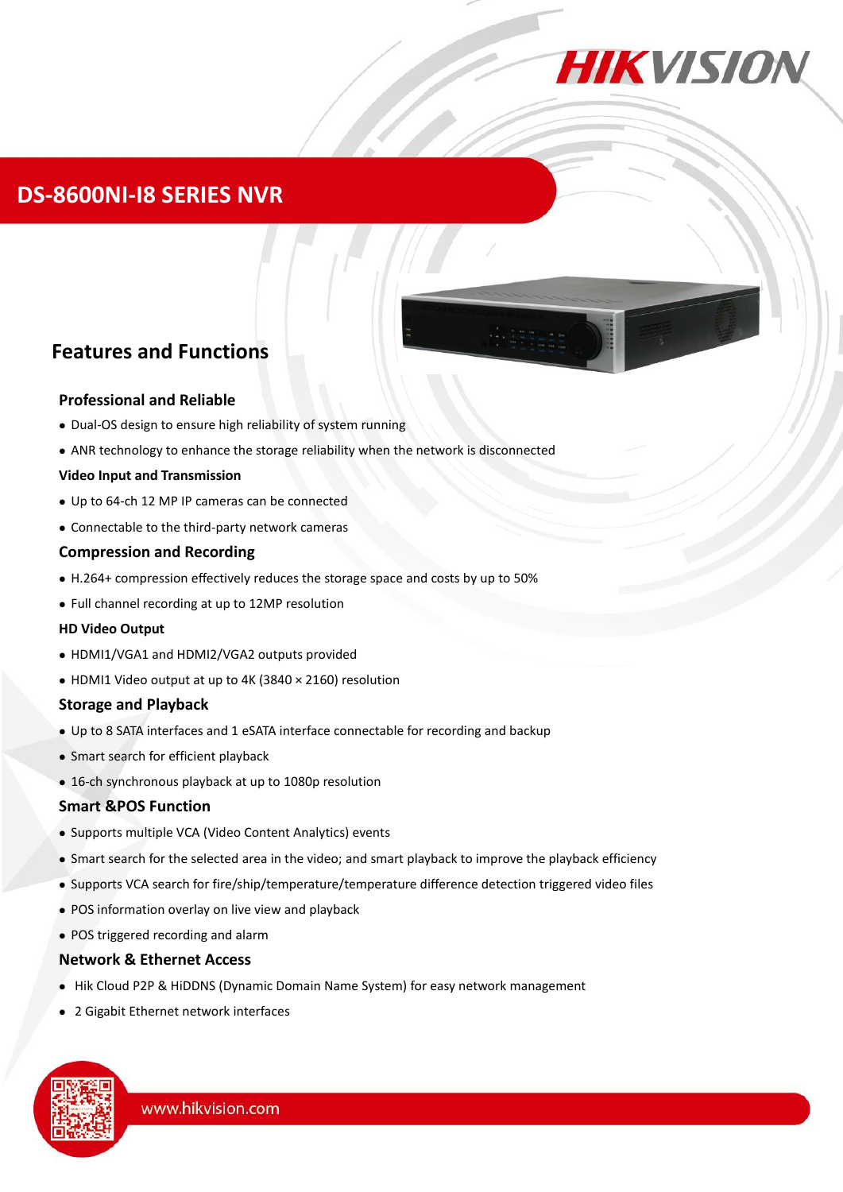# DS-8600NI-I8 SERIES NVR

## Features and Functions

### Professional and Reliable

- Dual-OS design to ensure high reliability of system running
- ANR technology to enhance the storage reliability when the network is disconnected

### Video Input and Transmission

- Up to 64-ch 12 MP IP cameras can be connected
- Connectable to the third-party network cameras

### Compression and Recording

- H.264+ compression effectively reduces the storage space and costs by up to 50%
- Full channel recording at up to 12MP resolution

### HD Video Output

- HDMI1/VGA1 and HDMI2/VGA2 outputs provided
- HDMI1 Video output at up to 4K (3840 × 2160) resolution

### Storage and Playback

- Up to 8 SATA interfaces and 1 eSATA interface connectable for recording and backup
- Smart search for efficient playback
- 16-ch synchronous playback at up to 1080p resolution

### Smart &POS Function

- Supports multiple VCA (Video Content Analytics) events
- Smart search for the selected area in the video; and smart playback to improve the playback efficiency
- Supports VCA search for fire/ship/temperature/temperature difference detection triggered video files
- POS information overlay on live view and playback
- POS triggered recording and alarm

### Network & Ethernet Access

- Hik Cloud P2P & HiDDNS (Dynamic Domain Name System) for easy network management
- 2 Gigabit Ethernet network interfaces

www.hikvision.com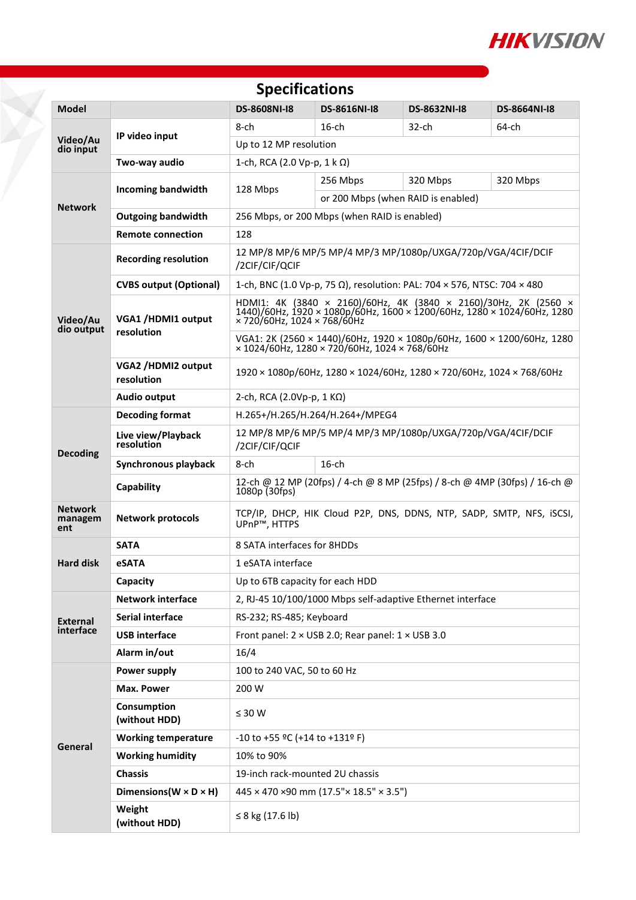## Specifications

| Model | | DS-8608NI-I8 | DS-8616NI-I8 | DS-8632NI-I8 | DS-8664NI-I8 |
|---|---|---|---|---|---|
| Video/Audio input | IP video input | 8-ch | 16-ch | 32-ch | 64-ch |
| | | Up to 12 MP resolution | | | |
| | Two-way audio | 1-ch, RCA (2.0 Vp-p, 1 k Ω) | | | |
| Network | Incoming bandwidth | 128 Mbps | 256 Mbps | 320 Mbps | 320 Mbps |
| | | | or 200 Mbps (when RAID is enabled) | | |
| | Outgoing bandwidth | 256 Mbps, or 200 Mbps (when RAID is enabled) | | | |
| | Remote connection | 128 | | | |
| Video/Audio output | Recording resolution | 12 MP/8 MP/6 MP/5 MP/4 MP/3 MP/1080p/UXGA/720p/VGA/4CIF/DCIF/2CIF/CIF/QCIF | | | |
| | CVBS output (Optional) | 1-ch, BNC (1.0 Vp-p, 75 Ω), resolution: PAL: 704 × 576, NTSC: 704 × 480 | | | |
| | VGA1 /HDMI1 output resolution | HDMI1: 4K (3840 × 2160)/60Hz, 4K (3840 × 2160)/30Hz, 2K (2560 × 1440)/60Hz, 1920 × 1080p/60Hz, 1600 × 1200/60Hz, 1280 × 1024/60Hz, 1280 × 720/60Hz, 1024 × 768/60Hz | | | |
| | | VGA1: 2K (2560 × 1440)/60Hz, 1920 × 1080p/60Hz, 1600 × 1200/60Hz, 1280 × 1024/60Hz, 1280 × 720/60Hz, 1024 × 768/60Hz | | | |
| | VGA2 /HDMI2 output resolution | 1920 × 1080p/60Hz, 1280 × 1024/60Hz, 1280 × 720/60Hz, 1024 × 768/60Hz | | | |
| | Audio output | 2-ch, RCA (2.0Vp-p, 1 KΩ) | | | |
| Decoding | Decoding format | H.265+/H.265/H.264/H.264+/MPEG4 | | | |
| | Live view/Playback resolution | 12 MP/8 MP/6 MP/5 MP/4 MP/3 MP/1080p/UXGA/720p/VGA/4CIF/DCIF/2CIF/CIF/QCIF | | | |
| | Synchronous playback | 8-ch | 16-ch | | |
| | Capability | 12-ch @ 12 MP (20fps) / 4-ch @ 8 MP (25fps) / 8-ch @ 4MP (30fps) / 16-ch @ 1080p (30fps) | | | |
| Network management | Network protocols | TCP/IP, DHCP, HIK Cloud P2P, DNS, DDNS, NTP, SADP, SMTP, NFS, iSCSI, UPnP™, HTTPS | | | |
| Hard disk | SATA | 8 SATA interfaces for 8HDDs | | | |
| | eSATA | 1 eSATA interface | | | |
| | Capacity | Up to 6TB capacity for each HDD | | | |
| External interface | Network interface | 2, RJ-45 10/100/1000 Mbps self-adaptive Ethernet interface | | | |
| | Serial interface | RS-232; RS-485; Keyboard | | | |
| | USB interface | Front panel: 2 × USB 2.0; Rear panel: 1 × USB 3.0 | | | |
| | Alarm in/out | 16/4 | | | |
| General | Power supply | 100 to 240 VAC, 50 to 60 Hz | | | |
| | Max. Power | 200 W | | | |
| | Consumption (without HDD) | ≤ 30 W | | | |
| | Working temperature | -10 to +55 ºC (+14 to +131º F) | | | |
| | Working humidity | 10% to 90% | | | |
| | Chassis | 19-inch rack-mounted 2U chassis | | | |
| | Dimensions(W × D × H) | 445 × 470 ×90 mm (17.5"× 18.5" × 3.5") | | | |
| | Weight (without HDD) | ≤ 8 kg (17.6 lb) | | | |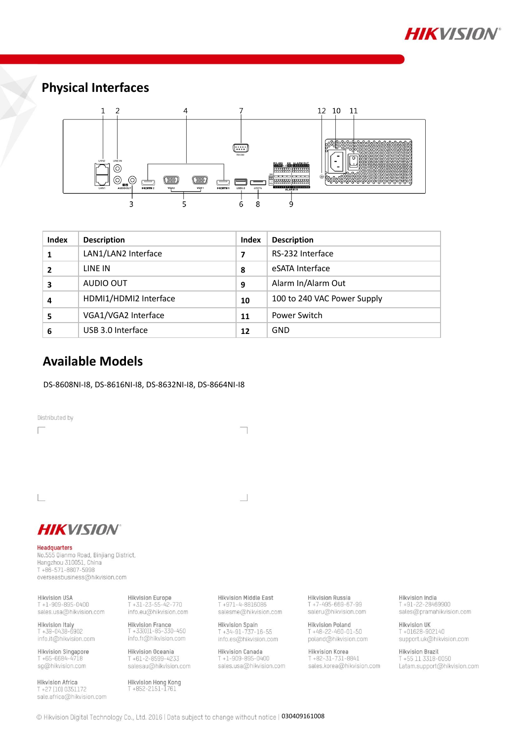## Physical Interfaces

| Index | Description | Index | Description |
|---|---|---|---|
| 1 | LAN1/LAN2 Interface | 7 | RS-232 Interface |
| 2 | LINE IN | 8 | eSATA Interface |
| 3 | AUDIO OUT | 9 | Alarm In/Alarm Out |
| 4 | HDMI1/HDMI2 Interface | 10 | 100 to 240 VAC Power Supply |
| 5 | VGA1/VGA2 Interface | 11 | Power Switch |
| 6 | USB 3.0 Interface | 12 | GND |

## Available Models

DS-8608NI-I8, DS-8616NI-I8, DS-8632NI-I8, DS-8664NI-I8

Distributed by

**Headquarters**
No.555 Qianmo Road, Binjiang District,
Hangzhou 310051, China
T +86-571-8807-5998
overseasbusiness@hikvision.com

Hikvision USA
T +1-909-895-0400
sales.usa@hikvision.com

Hikvision Europe
T +31-23-55-42-770
info.eu@hikvision.com

Hikvision Middle East
T +971-4-8816086
salesme@hikvision.com

Hikvision Russia
T +7-495-669-67-99
saleru@hikvision.com

Hikvision India
T +91-22-28469900
sales@pramahikvision.com

Hikvision Italy
T +39-0438-6902
info.it@hikvision.com

Hikvision France
T +33(0)1-85-330-450
info.fr@hikvision.com

Hikvision Spain
T +34-91-737-16-55
info.es@hikvision.com

Hikvision Poland
T +48-22-460-01-50
poland@hikvision.com

Hikvision UK
T +01628-902140
support.uk@hikvision.com

Hikvision Singapore
T +65-6684-4718
sg@hikvision.com

Hikvision Oceania
T +61-2-8599-4233
salesau@hikvision.com

Hikvision Canada
T +1-909-895-0400
sales.usa@hikvision.com

Hikvision Korea
T +82-31-731-8841
sales.korea@hikvision.com

Hikvision Brazil
T +55 11 3318-0050
Latam.support@hikvision.com

Hikvision Africa
T +27 (10) 0351172
sale.africa@hikvision.com

Hikvision Hong Kong
T +852-2151-1761

© Hikvision Digital Technology Co., Ltd. 2016 | Data subject to change without notice | 030409161008